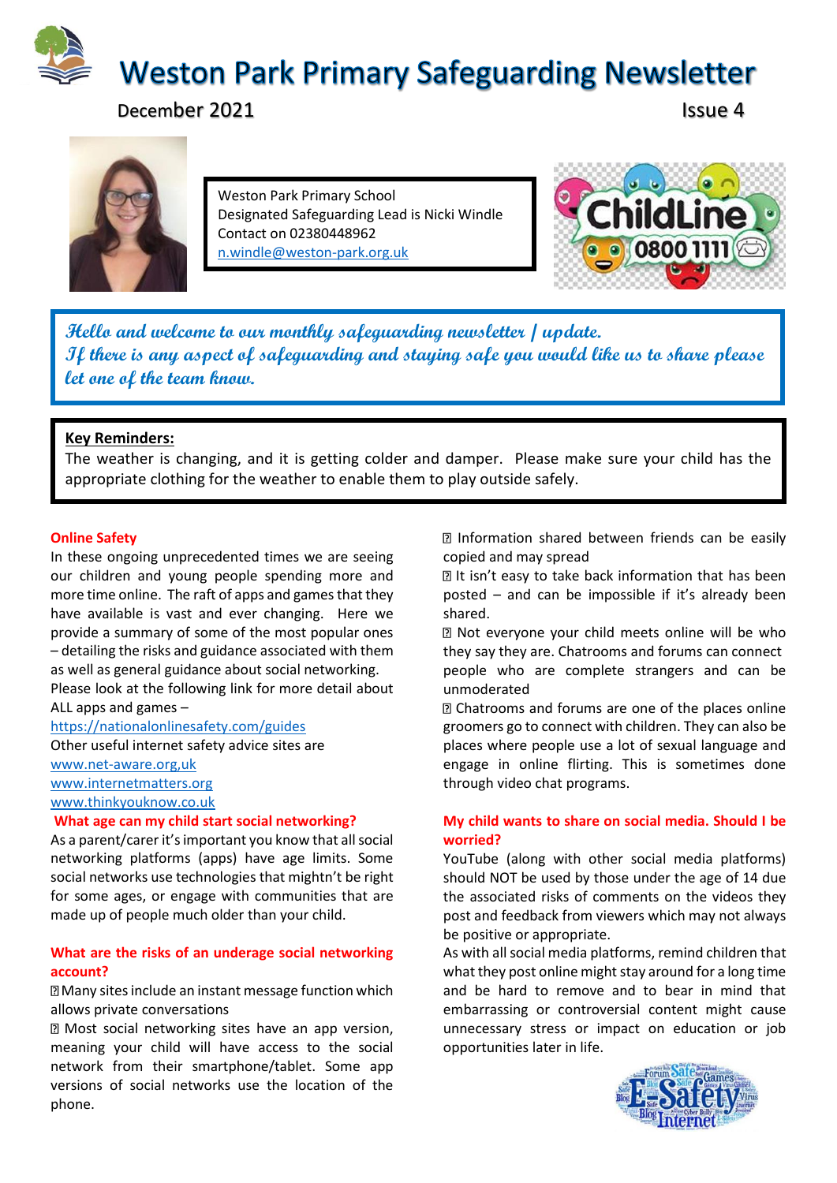# Weston Park Primary Safeguarding Newsletter

December 2021 Issue 4

Weston Park Primary School
Designated Safeguarding Lead is Nicki Windle
Contact on 02380448962
n.windle@weston-park.org.uk

ChildLine 0800 1111

*Hello and welcome to our monthly safeguarding newsletter / update.*
*If there is any aspect of safeguarding and staying safe you would like us to share please let one of the team know.*

**Key Reminders:**
The weather is changing, and it is getting colder and damper. Please make sure your child has the appropriate clothing for the weather to enable them to play outside safely.

## Online Safety

In these ongoing unprecedented times we are seeing our children and young people spending more and more time online. The raft of apps and games that they have available is vast and ever changing. Here we provide a summary of some of the most popular ones – detailing the risks and guidance associated with them as well as general guidance about social networking. Please look at the following link for more detail about ALL apps and games –
https://nationalonlinesafety.com/guides
Other useful internet safety advice sites are
www.net-aware.org,uk
www.internetmatters.org
www.thinkyouknow.co.uk

### What age can my child start social networking?

As a parent/carer it's important you know that all social networking platforms (apps) have age limits. Some social networks use technologies that mightn't be right for some ages, or engage with communities that are made up of people much older than your child.

### What are the risks of an underage social networking account?

- Many sites include an instant message function which allows private conversations
- Most social networking sites have an app version, meaning your child will have access to the social network from their smartphone/tablet. Some app versions of social networks use the location of the phone.
- Information shared between friends can be easily copied and may spread
- It isn't easy to take back information that has been posted – and can be impossible if it's already been shared.
- Not everyone your child meets online will be who they say they are. Chatrooms and forums can connect people who are complete strangers and can be unmoderated
- Chatrooms and forums are one of the places online groomers go to connect with children. They can also be places where people use a lot of sexual language and engage in online flirting. This is sometimes done through video chat programs.

### My child wants to share on social media. Should I be worried?

YouTube (along with other social media platforms) should NOT be used by those under the age of 14 due the associated risks of comments on the videos they post and feedback from viewers which may not always be positive or appropriate.
As with all social media platforms, remind children that what they post online might stay around for a long time and be hard to remove and to bear in mind that embarrassing or controversial content might cause unnecessary stress or impact on education or job opportunities later in life.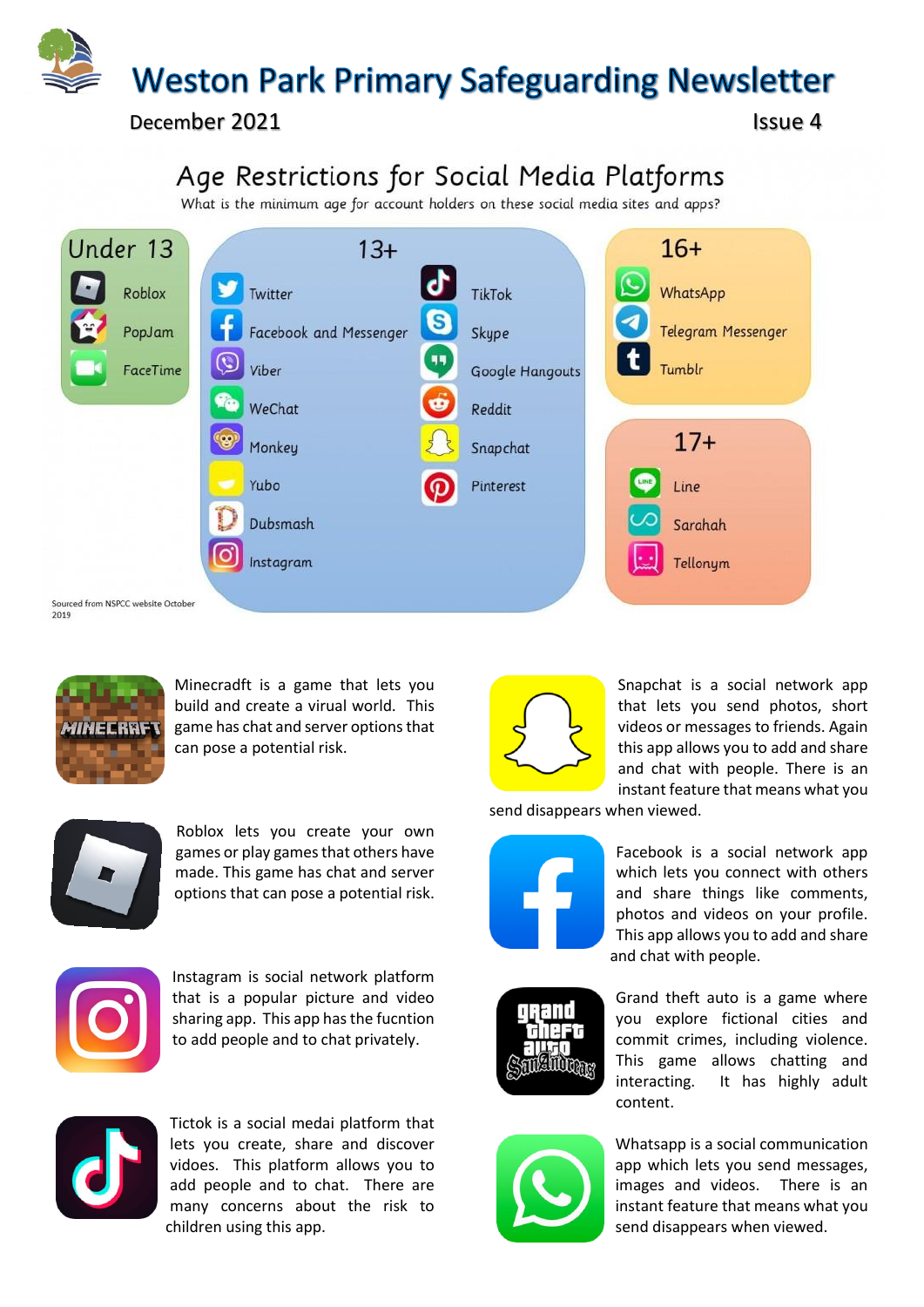# Weston Park Primary Safeguarding Newsletter

December 2021

Issue 4

## Age Restrictions for Social Media Platforms

What is the minimum age for account holders on these social media sites and apps?

**Under 13**

- Roblox
- PopJam
- FaceTime

**13+**

- Twitter
- Facebook and Messenger
- Viber
- WeChat
- Monkey
- Yubo
- Dubsmash
- Instagram
- TikTok
- Skype
- Google Hangouts
- Reddit
- Snapchat
- Pinterest

**16+**

- WhatsApp
- Telegram Messenger
- Tumblr

**17+**

- Line
- Sarahah
- Tellonym

Sourced from NSPCC website October 2019

Minecradft is a game that lets you build and create a virual world. This game has chat and server options that can pose a potential risk.

Roblox lets you create your own games or play games that others have made. This game has chat and server options that can pose a potential risk.

Instagram is social network platform that is a popular picture and video sharing app. This app has the fucntion to add people and to chat privately.

Tictok is a social medai platform that lets you create, share and discover videos. This platform allows you to add people and to chat. There are many concerns about the risk to children using this app.

Snapchat is a social network app that lets you send photos, short videos or messages to friends. Again this app allows you to add and share and chat with people. There is an instant feature that means what you send disappears when viewed.

Facebook is a social network app which lets you connect with others and share things like comments, photos and videos on your profile. This app allows you to add and share and chat with people.

Grand theft auto is a game where you explore fictional cities and commit crimes, including violence. This game allows chatting and interacting. It has highly adult content.

Whatsapp is a social communication app which lets you send messages, images and videos. There is an instant feature that means what you send disappears when viewed.